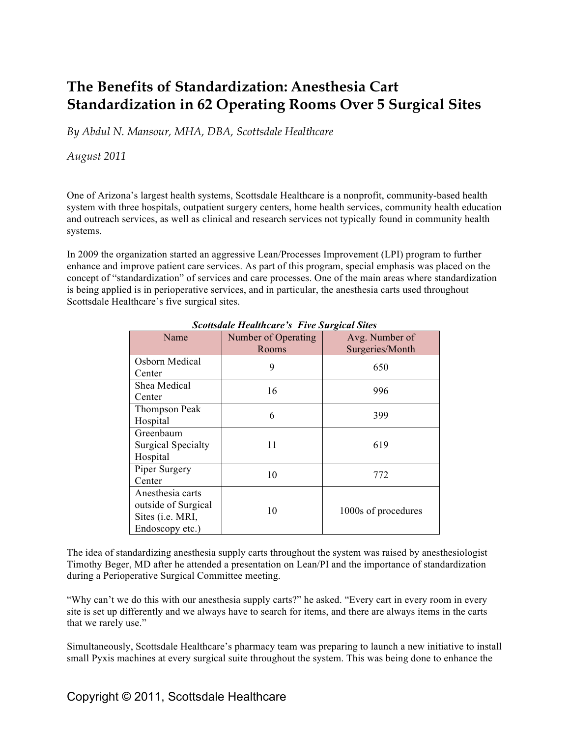# The Benefits of Standardization: Anesthesia Cart Standardization in 62 Operating Rooms Over 5 Surgical Sites

*By Abdul N. Mansour, MHA, DBA, Scottsdale Healthcare*

*August 2011*

One of Arizona's largest health systems, Scottsdale Healthcare is a nonprofit, community-based health system with three hospitals, outpatient surgery centers, home health services, community health education and outreach services, as well as clinical and research services not typically found in community health systems.

In 2009 the organization started an aggressive Lean/Processes Improvement (LPI) program to further enhance and improve patient care services. As part of this program, special emphasis was placed on the concept of "standardization" of services and care processes. One of the main areas where standardization is being applied is in perioperative services, and in particular, the anesthesia carts used throughout Scottsdale Healthcare's five surgical sites.

***Scottsdale Healthcare's Five Surgical Sites***

| Name | Number of Operating Rooms | Avg. Number of Surgeries/Month |
| --- | --- | --- |
| Osborn Medical Center | 9 | 650 |
| Shea Medical Center | 16 | 996 |
| Thompson Peak Hospital | 6 | 399 |
| Greenbaum Surgical Specialty Hospital | 11 | 619 |
| Piper Surgery Center | 10 | 772 |
| Anesthesia carts outside of Surgical Sites (i.e. MRI, Endoscopy etc.) | 10 | 1000s of procedures |

The idea of standardizing anesthesia supply carts throughout the system was raised by anesthesiologist Timothy Beger, MD after he attended a presentation on Lean/PI and the importance of standardization during a Perioperative Surgical Committee meeting.

"Why can't we do this with our anesthesia supply carts?" he asked. "Every cart in every room in every site is set up differently and we always have to search for items, and there are always items in the carts that we rarely use."

Simultaneously, Scottsdale Healthcare's pharmacy team was preparing to launch a new initiative to install small Pyxis machines at every surgical suite throughout the system. This was being done to enhance the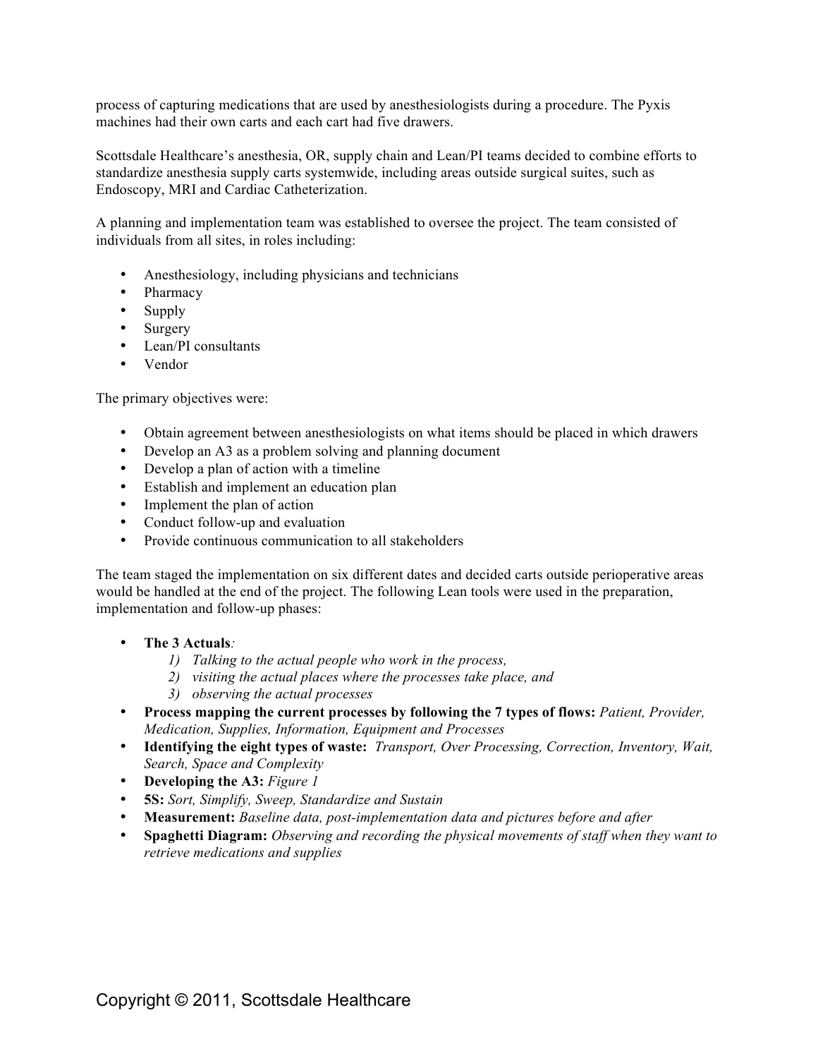process of capturing medications that are used by anesthesiologists during a procedure. The Pyxis machines had their own carts and each cart had five drawers.

Scottsdale Healthcare's anesthesia, OR, supply chain and Lean/PI teams decided to combine efforts to standardize anesthesia supply carts systemwide, including areas outside surgical suites, such as Endoscopy, MRI and Cardiac Catheterization.

A planning and implementation team was established to oversee the project. The team consisted of individuals from all sites, in roles including:

- Anesthesiology, including physicians and technicians
- Pharmacy
- Supply
- Surgery
- Lean/PI consultants
- Vendor

The primary objectives were:

- Obtain agreement between anesthesiologists on what items should be placed in which drawers
- Develop an A3 as a problem solving and planning document
- Develop a plan of action with a timeline
- Establish and implement an education plan
- Implement the plan of action
- Conduct follow-up and evaluation
- Provide continuous communication to all stakeholders

The team staged the implementation on six different dates and decided carts outside perioperative areas would be handled at the end of the project. The following Lean tools were used in the preparation, implementation and follow-up phases:

- **The 3 Actuals***:*
    1) *Talking to the actual people who work in the process,*
    2) *visiting the actual places where the processes take place, and*
    3) *observing the actual processes*
- **Process mapping the current processes by following the 7 types of flows:** *Patient, Provider, Medication, Supplies, Information, Equipment and Processes*
- **Identifying the eight types of waste:** *Transport, Over Processing, Correction, Inventory, Wait, Search, Space and Complexity*
- **Developing the A3:** *Figure 1*
- **5S:** *Sort, Simplify, Sweep, Standardize and Sustain*
- **Measurement:** *Baseline data, post-implementation data and pictures before and after*
- **Spaghetti Diagram:** *Observing and recording the physical movements of staff when they want to retrieve medications and supplies*

Copyright © 2011, Scottsdale Healthcare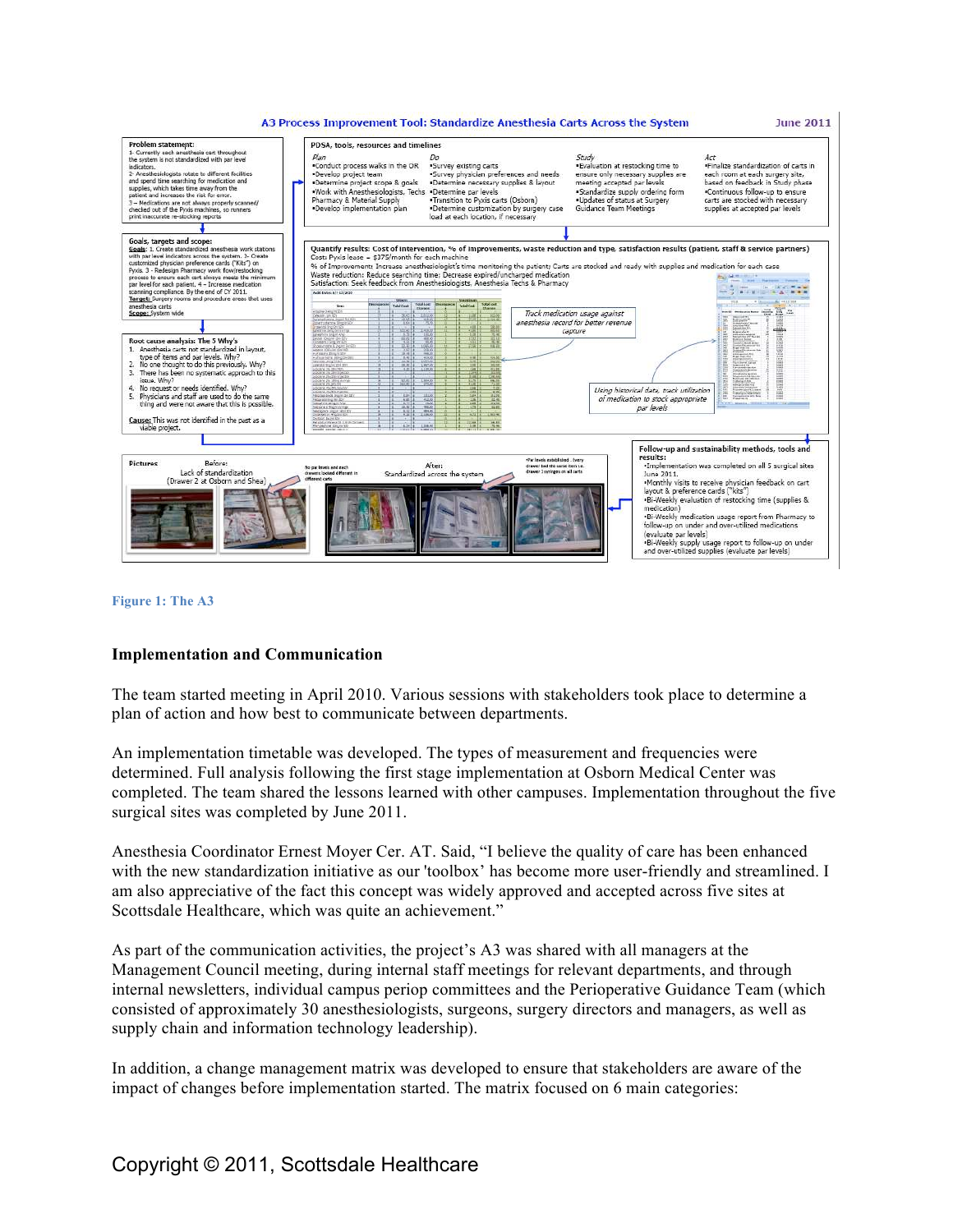## A3 Process Improvement Tool: Standardize Anesthesia Carts Across the System

June 2011

**Problem statement:**

1- Currently each anesthesia cart throughout the system is not standardized with par level indicators.
2- Anesthesiologists rotate to different facilities and spend time searching for medication and supplies, which takes time away from the patient and increases the risk for error.
3 – Medications are not always properly scanned/ checked out of the Pyxis machines, so runners print inaccurate re-stocking reports

**Goals, targets and scope:**

**Goals:** 1. Create standardized anesthesia work stations with par level indicators across the system. 2- Create customized physician preference cards ("Kits") on Pyxis. 3 - Redesign Pharmacy work flow/restocking process to ensure each cart always meets the minimum par level for each patient. 4 – Increase medication scanning compliance. By the end of CY 2011.

**Target:** Surgery rooms and procedure areas that uses anesthesia carts

**Scope:** System wide

**Root cause analysis: The 5 Why's**

1. Anesthesia carts not standardized in layout, type of items and par levels. Why?
2. No one thought to do this previously. Why?
3. There has been no systematic approach to this issue. Why?
4. No request or needs identified. Why?
5. Physicians and staff are used to do the same thing and were not aware that this is possible.

**Cause:** This was not identified in the past as a viable project.

**PDSA, tools, resources and timelines**

| Plan | Do | Study | Act |
|---|---|---|---|
| •Conduct process walks in the OR<br>•Develop project team<br>•Determine project scope & goals<br>•Work with Anesthesiologists, Techs Pharmacy & Material Supply<br>•Develop implementation plan | •Survey existing carts<br>•Survey physician preferences and needs<br>•Determine necessary supplies & layout<br>•Determine par levels<br>•Transition to Pyxis carts (Osborn)<br>•Determine customization by surgery case load at each location, if necessary | •Evaluation at restocking time to ensure only necessary supplies are meeting accepted par levels<br>•Standardize supply ordering form<br>•Updates of status at Surgery Guidance Team Meetings | •Finalize standardization of carts in each room at each surgery site, based on feedback in Study phase<br>•Continuous follow-up to ensure carts are stocked with necessary supplies at accepted par levels |

**Quantify results: Cost of intervention, % of improvements, waste reduction and type, satisfaction results (patient, staff & service partners)**

Costs: Pyxis lease = $375/month for each machine

% of Improvement: Increase anesthesiologist's time monitoring the patient; Carts are stocked and ready with supplies and medication for each case

Waste reduction: Reduce searching time; Decrease expired/uncharged medication

Satisfaction: Seek feedback from Anesthesiologists, Anesthesia Techs & Pharmacy

Track medication usage against anesthesia record for better revenue capture

Using historical data, track utilization of medication to stock appropriate par levels

**Pictures**

Before: Lack of standardization (Drawer 2 at Osborn and Shea)

No par levels and each drawers looked different in different carts

After: Standardized across the system

•Par levels established…every drawer had the same item i.e. drawer 3 syringes on all carts

**Follow-up and sustainability methods, tools and results:**

•Implementation was completed on all 5 surgical sites June 2011.
•Monthly visits to receive physician feedback on cart layout & preference cards ("kits")
•Bi-Weekly evaluation of restocking time (supplies & medication)
•Bi-Weekly medication usage report from Pharmacy to follow-up on under and over-utilized medications (evaluate par levels)
•Bi-Weekly supply usage report to follow-up on under and over-utilized supplies (evaluate par levels)

Figure 1: The A3

### Implementation and Communication

The team started meeting in April 2010. Various sessions with stakeholders took place to determine a plan of action and how best to communicate between departments.

An implementation timetable was developed. The types of measurement and frequencies were determined. Full analysis following the first stage implementation at Osborn Medical Center was completed. The team shared the lessons learned with other campuses. Implementation throughout the five surgical sites was completed by June 2011.

Anesthesia Coordinator Ernest Moyer Cer. AT. Said, "I believe the quality of care has been enhanced with the new standardization initiative as our 'toolbox' has become more user-friendly and streamlined. I am also appreciative of the fact this concept was widely approved and accepted across five sites at Scottsdale Healthcare, which was quite an achievement."

As part of the communication activities, the project's A3 was shared with all managers at the Management Council meeting, during internal staff meetings for relevant departments, and through internal newsletters, individual campus periop committees and the Perioperative Guidance Team (which consisted of approximately 30 anesthesiologists, surgeons, surgery directors and managers, as well as supply chain and information technology leadership).

In addition, a change management matrix was developed to ensure that stakeholders are aware of the impact of changes before implementation started. The matrix focused on 6 main categories: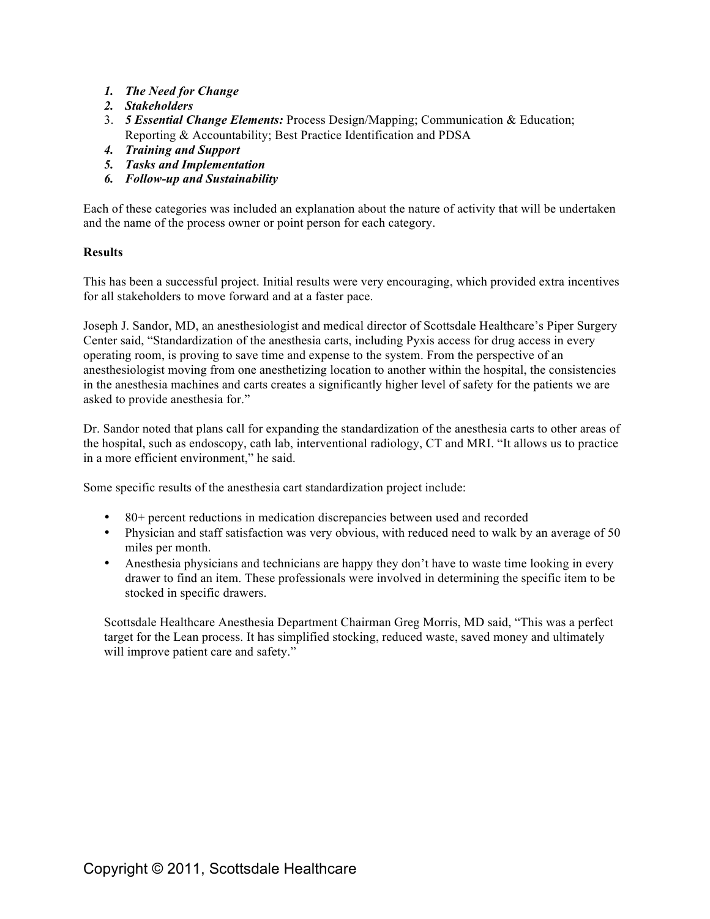1. ***The Need for Change***
2. ***Stakeholders***
3. ***5 Essential Change Elements:*** Process Design/Mapping; Communication & Education; Reporting & Accountability; Best Practice Identification and PDSA
4. ***Training and Support***
5. ***Tasks and Implementation***
6. ***Follow-up and Sustainability***

Each of these categories was included an explanation about the nature of activity that will be undertaken and the name of the process owner or point person for each category.

**Results**

This has been a successful project. Initial results were very encouraging, which provided extra incentives for all stakeholders to move forward and at a faster pace.

Joseph J. Sandor, MD, an anesthesiologist and medical director of Scottsdale Healthcare's Piper Surgery Center said, "Standardization of the anesthesia carts, including Pyxis access for drug access in every operating room, is proving to save time and expense to the system. From the perspective of an anesthesiologist moving from one anesthetizing location to another within the hospital, the consistencies in the anesthesia machines and carts creates a significantly higher level of safety for the patients we are asked to provide anesthesia for."

Dr. Sandor noted that plans call for expanding the standardization of the anesthesia carts to other areas of the hospital, such as endoscopy, cath lab, interventional radiology, CT and MRI. "It allows us to practice in a more efficient environment," he said.

Some specific results of the anesthesia cart standardization project include:

- 80+ percent reductions in medication discrepancies between used and recorded
- Physician and staff satisfaction was very obvious, with reduced need to walk by an average of 50 miles per month.
- Anesthesia physicians and technicians are happy they don't have to waste time looking in every drawer to find an item. These professionals were involved in determining the specific item to be stocked in specific drawers.

Scottsdale Healthcare Anesthesia Department Chairman Greg Morris, MD said, "This was a perfect target for the Lean process. It has simplified stocking, reduced waste, saved money and ultimately will improve patient care and safety."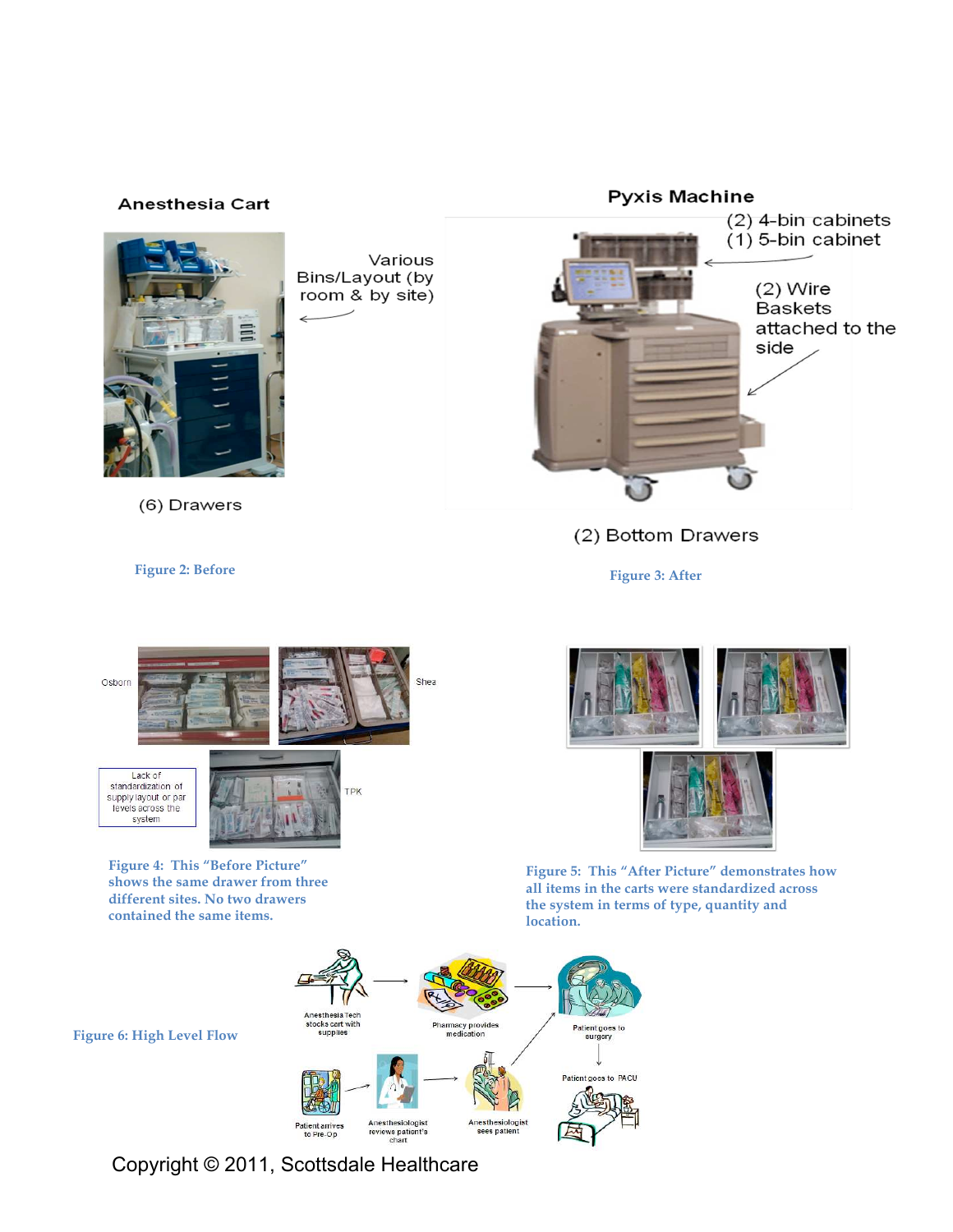Anesthesia Cart

Various Bins/Layout (by room & by site)

(6) Drawers

Figure 2: Before

Pyxis Machine

(2) 4-bin cabinets
(1) 5-bin cabinet

(2) Wire Baskets attached to the side

(2) Bottom Drawers

Figure 3: After

Osborn

Shea

Lack of standardization of supply layout or par levels across the system

TPK

Figure 4: This "Before Picture" shows the same drawer from three different sites. No two drawers contained the same items.

Figure 5: This "After Picture" demonstrates how all items in the carts were standardized across the system in terms of type, quantity and location.

Figure 6: High Level Flow

Anesthesia Tech stocks cart with supplies → Pharmacy provides medication → Patient goes to surgery → Patient goes to PACU

Patient arrives to Pre-Op → Anesthesiologist reviews patient's chart → Anesthesiologist sees patient → Patient goes to surgery

Copyright © 2011, Scottsdale Healthcare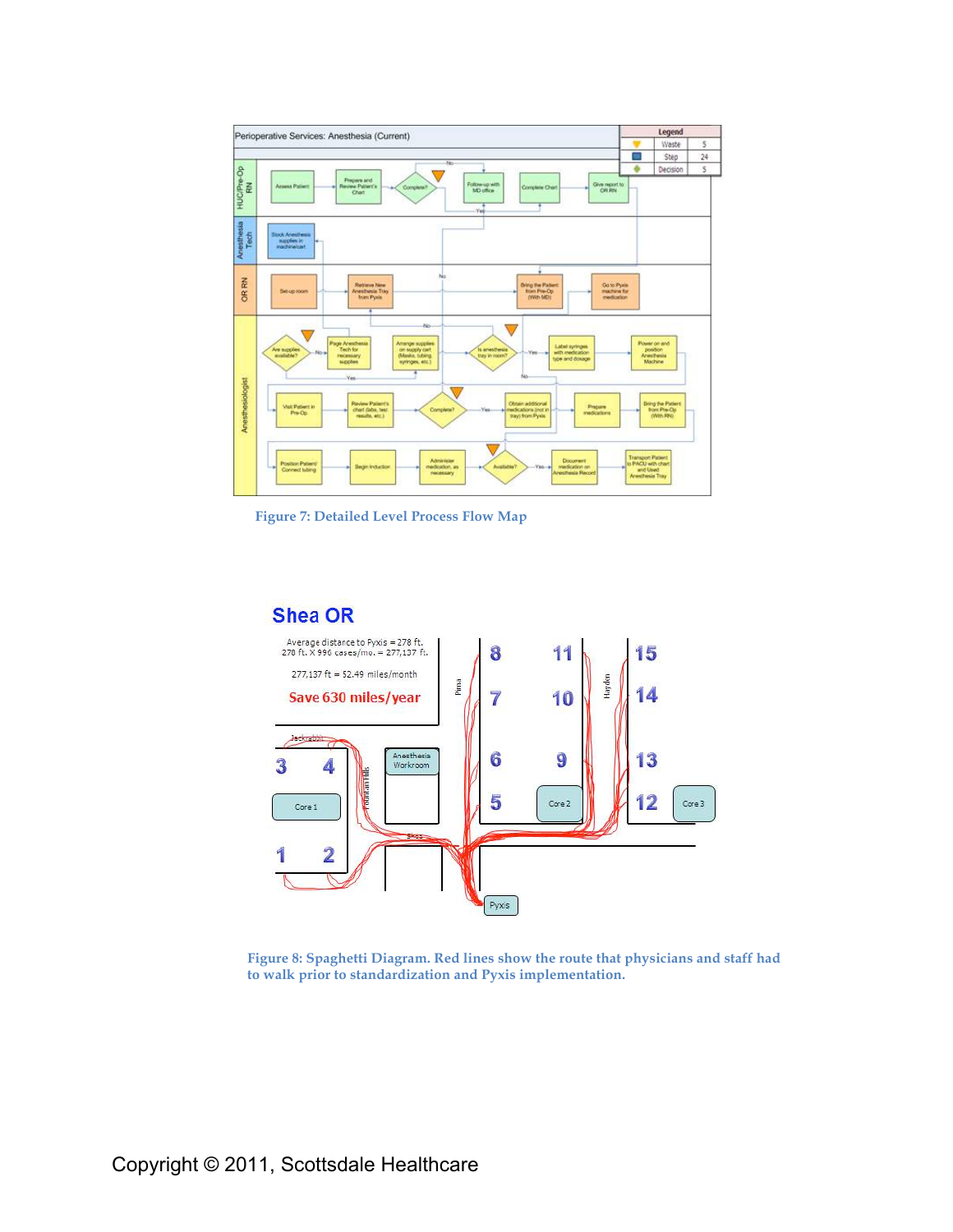Figure 7: Detailed Level Process Flow Map

Figure 8: Spaghetti Diagram. Red lines show the route that physicians and staff had to walk prior to standardization and Pyxis implementation.

Copyright © 2011, Scottsdale Healthcare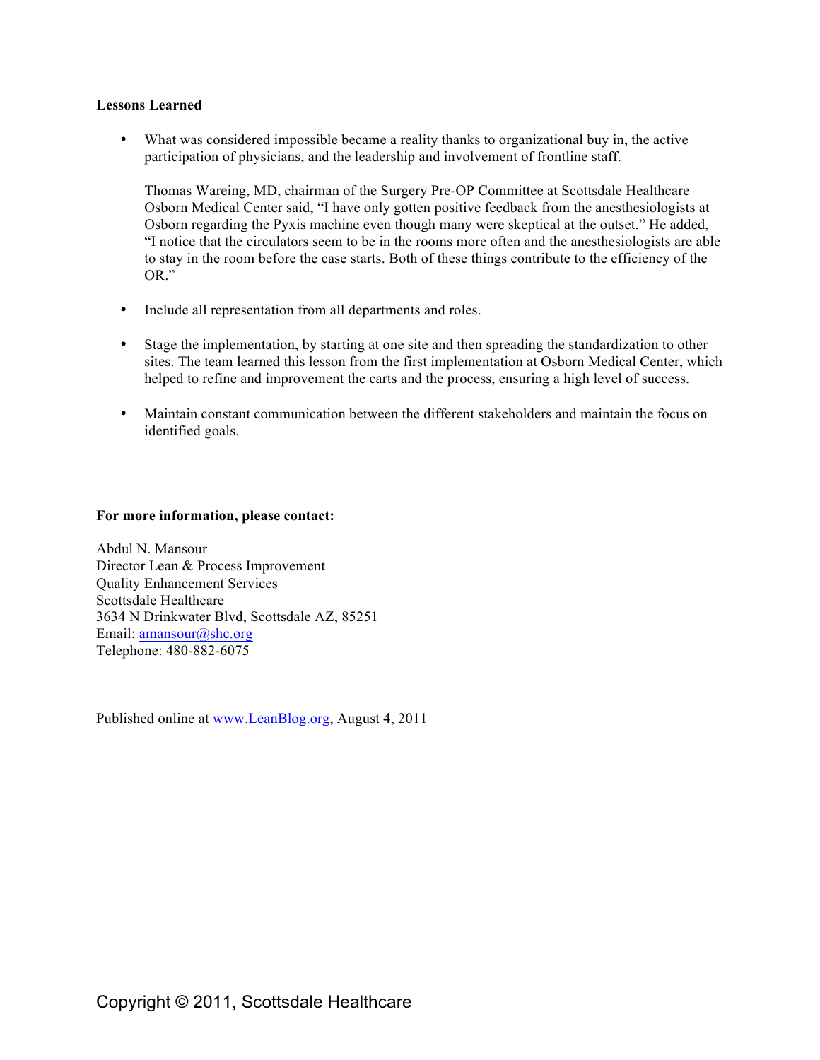**Lessons Learned**

- What was considered impossible became a reality thanks to organizational buy in, the active participation of physicians, and the leadership and involvement of frontline staff.

  Thomas Wareing, MD, chairman of the Surgery Pre-OP Committee at Scottsdale Healthcare Osborn Medical Center said, "I have only gotten positive feedback from the anesthesiologists at Osborn regarding the Pyxis machine even though many were skeptical at the outset." He added, "I notice that the circulators seem to be in the rooms more often and the anesthesiologists are able to stay in the room before the case starts. Both of these things contribute to the efficiency of the OR."

- Include all representation from all departments and roles.

- Stage the implementation, by starting at one site and then spreading the standardization to other sites. The team learned this lesson from the first implementation at Osborn Medical Center, which helped to refine and improvement the carts and the process, ensuring a high level of success.

- Maintain constant communication between the different stakeholders and maintain the focus on identified goals.

**For more information, please contact:**

Abdul N. Mansour
Director Lean & Process Improvement
Quality Enhancement Services
Scottsdale Healthcare
3634 N Drinkwater Blvd, Scottsdale AZ, 85251
Email: amansour@shc.org
Telephone: 480-882-6075

Published online at www.LeanBlog.org, August 4, 2011

Copyright © 2011, Scottsdale Healthcare